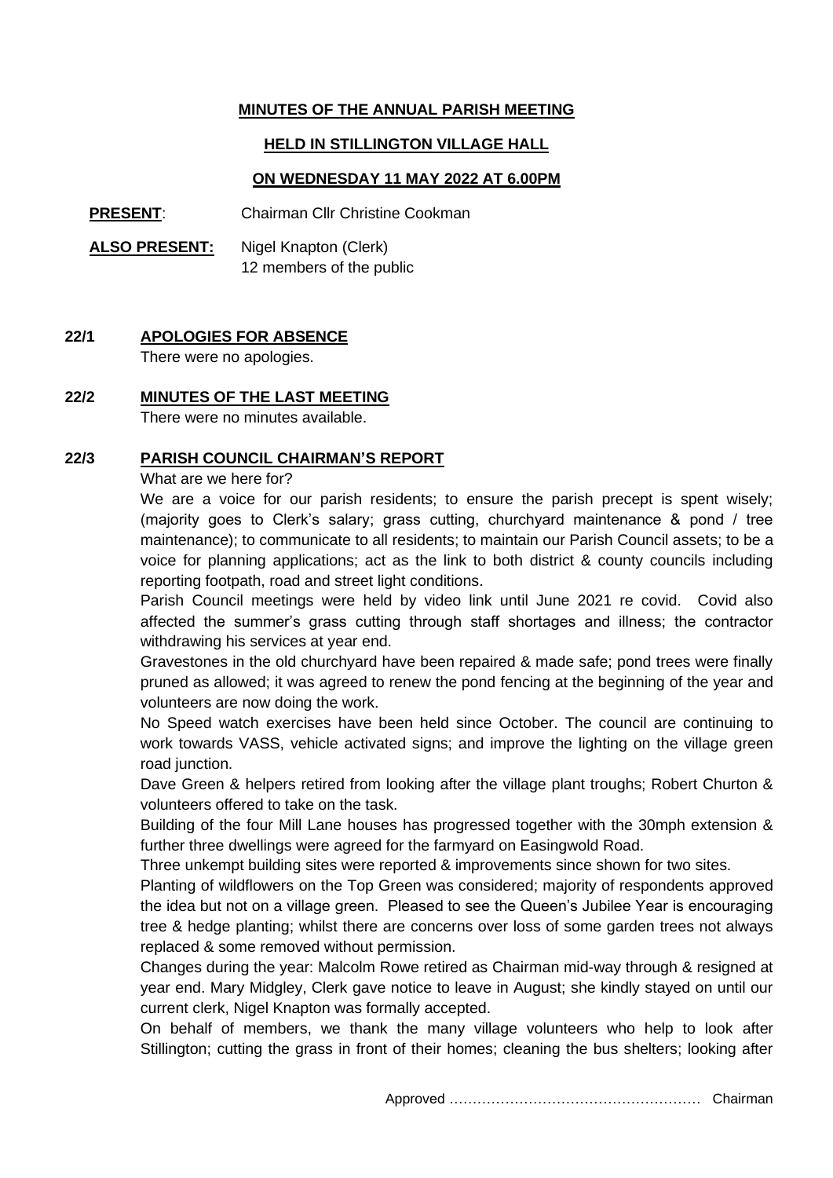**MINUTES OF THE ANNUAL PARISH MEETING**

**HELD IN STILLINGTON VILLAGE HALL**

**ON WEDNESDAY 11 MAY 2022 AT 6.00PM**

**PRESENT**: Chairman Cllr Christine Cookman

**ALSO PRESENT:** Nigel Knapton (Clerk)
12 members of the public

## 22/1 APOLOGIES FOR ABSENCE

There were no apologies.

## 22/2 MINUTES OF THE LAST MEETING

There were no minutes available.

## 22/3 PARISH COUNCIL CHAIRMAN'S REPORT

What are we here for?

We are a voice for our parish residents; to ensure the parish precept is spent wisely; (majority goes to Clerk's salary; grass cutting, churchyard maintenance & pond / tree maintenance); to communicate to all residents; to maintain our Parish Council assets; to be a voice for planning applications; act as the link to both district & county councils including reporting footpath, road and street light conditions.

Parish Council meetings were held by video link until June 2021 re covid. Covid also affected the summer's grass cutting through staff shortages and illness; the contractor withdrawing his services at year end.

Gravestones in the old churchyard have been repaired & made safe; pond trees were finally pruned as allowed; it was agreed to renew the pond fencing at the beginning of the year and volunteers are now doing the work.

No Speed watch exercises have been held since October. The council are continuing to work towards VASS, vehicle activated signs; and improve the lighting on the village green road junction.

Dave Green & helpers retired from looking after the village plant troughs; Robert Churton & volunteers offered to take on the task.

Building of the four Mill Lane houses has progressed together with the 30mph extension & further three dwellings were agreed for the farmyard on Easingwold Road.

Three unkempt building sites were reported & improvements since shown for two sites.

Planting of wildflowers on the Top Green was considered; majority of respondents approved the idea but not on a village green. Pleased to see the Queen's Jubilee Year is encouraging tree & hedge planting; whilst there are concerns over loss of some garden trees not always replaced & some removed without permission.

Changes during the year: Malcolm Rowe retired as Chairman mid-way through & resigned at year end. Mary Midgley, Clerk gave notice to leave in August; she kindly stayed on until our current clerk, Nigel Knapton was formally accepted.

On behalf of members, we thank the many village volunteers who help to look after Stillington; cutting the grass in front of their homes; cleaning the bus shelters; looking after

Approved ……………………………………………… Chairman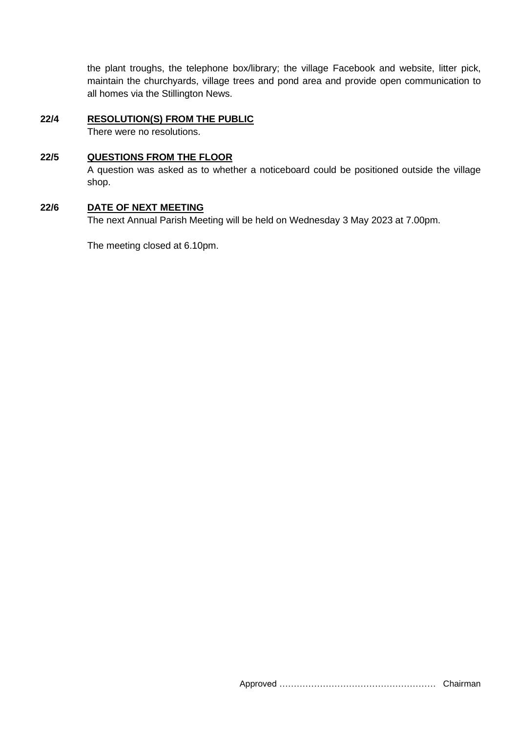the plant troughs, the telephone box/library; the village Facebook and website, litter pick, maintain the churchyards, village trees and pond area and provide open communication to all homes via the Stillington News.

**22/4 RESOLUTION(S) FROM THE PUBLIC**

There were no resolutions.

**22/5 QUESTIONS FROM THE FLOOR**

A question was asked as to whether a noticeboard could be positioned outside the village shop.

**22/6 DATE OF NEXT MEETING**

The next Annual Parish Meeting will be held on Wednesday 3 May 2023 at 7.00pm.

The meeting closed at 6.10pm.

Approved ……………………………………………… Chairman